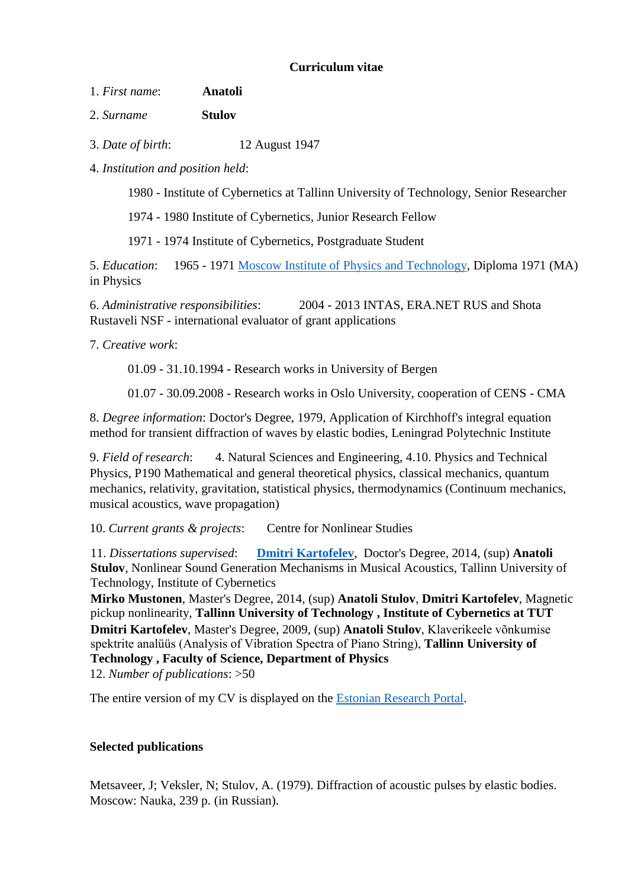# Curriculum vitae

1. *First name*: **Anatoli**

2. *Surname* **Stulov**

3. *Date of birth*: 12 August 1947

4. *Institution and position held*:

   1980 - Institute of Cybernetics at Tallinn University of Technology, Senior Researcher

   1974 - 1980 Institute of Cybernetics, Junior Research Fellow

   1971 - 1974 Institute of Cybernetics, Postgraduate Student

5. *Education*: 1965 - 1971 Moscow Institute of Physics and Technology, Diploma 1971 (MA) in Physics

6. *Administrative responsibilities*: 2004 - 2013 INTAS, ERA.NET RUS and Shota Rustaveli NSF - international evaluator of grant applications

7. *Creative work*:

   01.09 - 31.10.1994 - Research works in University of Bergen

   01.07 - 30.09.2008 - Research works in Oslo University, cooperation of CENS - CMA

8. *Degree information*: Doctor's Degree, 1979, Application of Kirchhoff's integral equation method for transient diffraction of waves by elastic bodies, Leningrad Polytechnic Institute

9. *Field of research*: 4. Natural Sciences and Engineering, 4.10. Physics and Technical Physics, P190 Mathematical and general theoretical physics, classical mechanics, quantum mechanics, relativity, gravitation, statistical physics, thermodynamics (Continuum mechanics, musical acoustics, wave propagation)

10. *Current grants & projects*: Centre for Nonlinear Studies

11. *Dissertations supervised*: **Dmitri Kartofelev**, Doctor's Degree, 2014, (sup) **Anatoli Stulov**, Nonlinear Sound Generation Mechanisms in Musical Acoustics, Tallinn University of Technology, Institute of Cybernetics

**Mirko Mustonen**, Master's Degree, 2014, (sup) **Anatoli Stulov**, **Dmitri Kartofelev**, Magnetic pickup nonlinearity, **Tallinn University of Technology , Institute of Cybernetics at TUT**

**Dmitri Kartofelev**, Master's Degree, 2009, (sup) **Anatoli Stulov**, Klaverikeele võnkumise spektrite analüüs (Analysis of Vibration Spectra of Piano String), **Tallinn University of Technology , Faculty of Science, Department of Physics**

12. *Number of publications*: >50

The entire version of my CV is displayed on the Estonian Research Portal.

**Selected publications**

Metsaveer, J; Veksler, N; Stulov, A. (1979). Diffraction of acoustic pulses by elastic bodies. Moscow: Nauka, 239 p. (in Russian).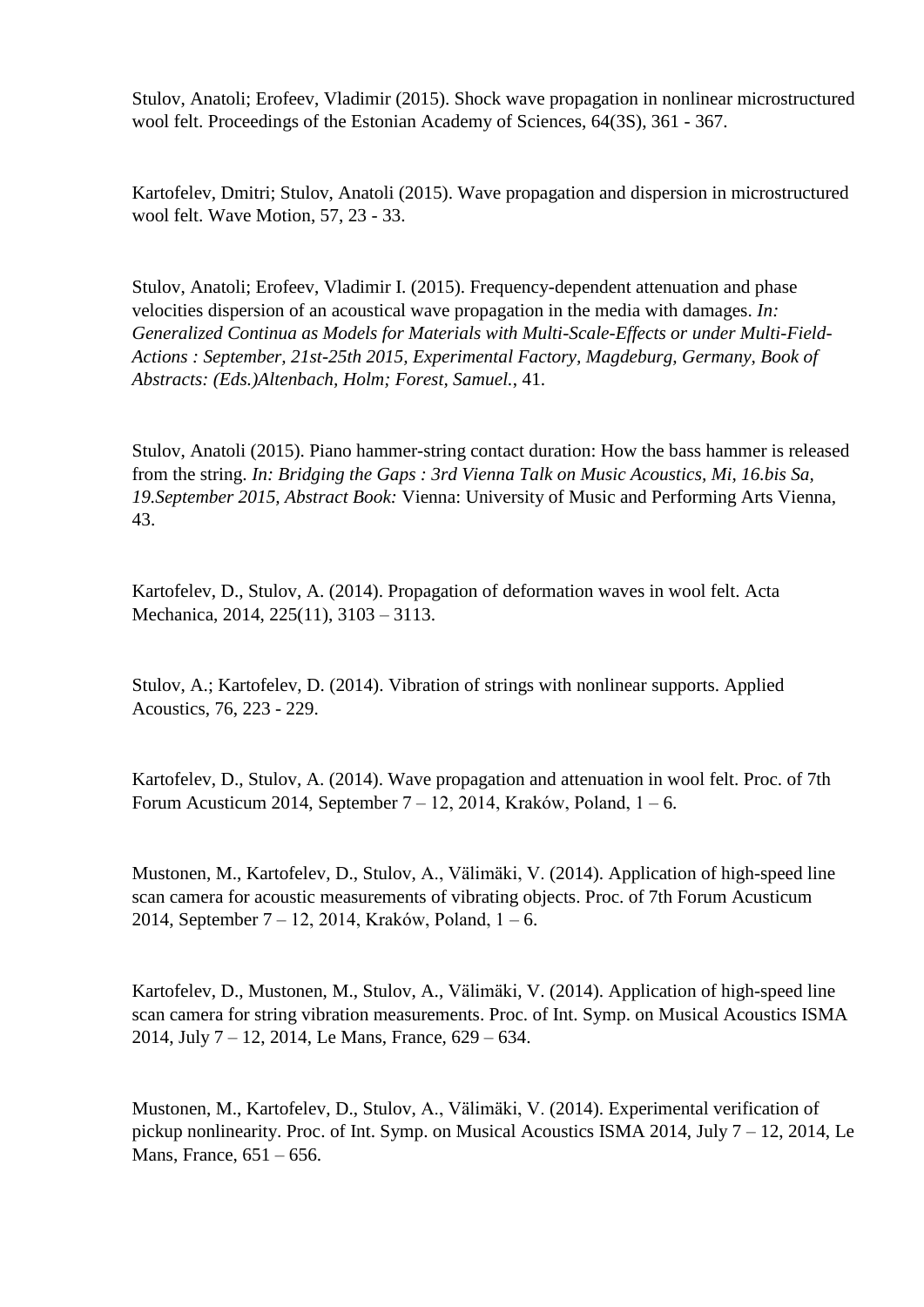Stulov, Anatoli; Erofeev, Vladimir (2015). Shock wave propagation in nonlinear microstructured wool felt. Proceedings of the Estonian Academy of Sciences, 64(3S), 361 - 367.

Kartofelev, Dmitri; Stulov, Anatoli (2015). Wave propagation and dispersion in microstructured wool felt. Wave Motion, 57, 23 - 33.

Stulov, Anatoli; Erofeev, Vladimir I. (2015). Frequency-dependent attenuation and phase velocities dispersion of an acoustical wave propagation in the media with damages. *In: Generalized Continua as Models for Materials with Multi-Scale-Effects or under Multi-Field-Actions : September, 21st-25th 2015, Experimental Factory, Magdeburg, Germany, Book of Abstracts: (Eds.)Altenbach, Holm; Forest, Samuel.*, 41.

Stulov, Anatoli (2015). Piano hammer-string contact duration: How the bass hammer is released from the string. *In: Bridging the Gaps : 3rd Vienna Talk on Music Acoustics, Mi, 16.bis Sa, 19.September 2015, Abstract Book:* Vienna: University of Music and Performing Arts Vienna, 43.

Kartofelev, D., Stulov, A. (2014). Propagation of deformation waves in wool felt. Acta Mechanica, 2014, 225(11), 3103 – 3113.

Stulov, A.; Kartofelev, D. (2014). Vibration of strings with nonlinear supports. Applied Acoustics, 76, 223 - 229.

Kartofelev, D., Stulov, A. (2014). Wave propagation and attenuation in wool felt. Proc. of 7th Forum Acusticum 2014, September 7 – 12, 2014, Kraków, Poland, 1 – 6.

Mustonen, M., Kartofelev, D., Stulov, A., Välimäki, V. (2014). Application of high-speed line scan camera for acoustic measurements of vibrating objects. Proc. of 7th Forum Acusticum 2014, September 7 – 12, 2014, Kraków, Poland, 1 – 6.

Kartofelev, D., Mustonen, M., Stulov, A., Välimäki, V. (2014). Application of high-speed line scan camera for string vibration measurements. Proc. of Int. Symp. on Musical Acoustics ISMA 2014, July 7 – 12, 2014, Le Mans, France, 629 – 634.

Mustonen, M., Kartofelev, D., Stulov, A., Välimäki, V. (2014). Experimental verification of pickup nonlinearity. Proc. of Int. Symp. on Musical Acoustics ISMA 2014, July 7 – 12, 2014, Le Mans, France, 651 – 656.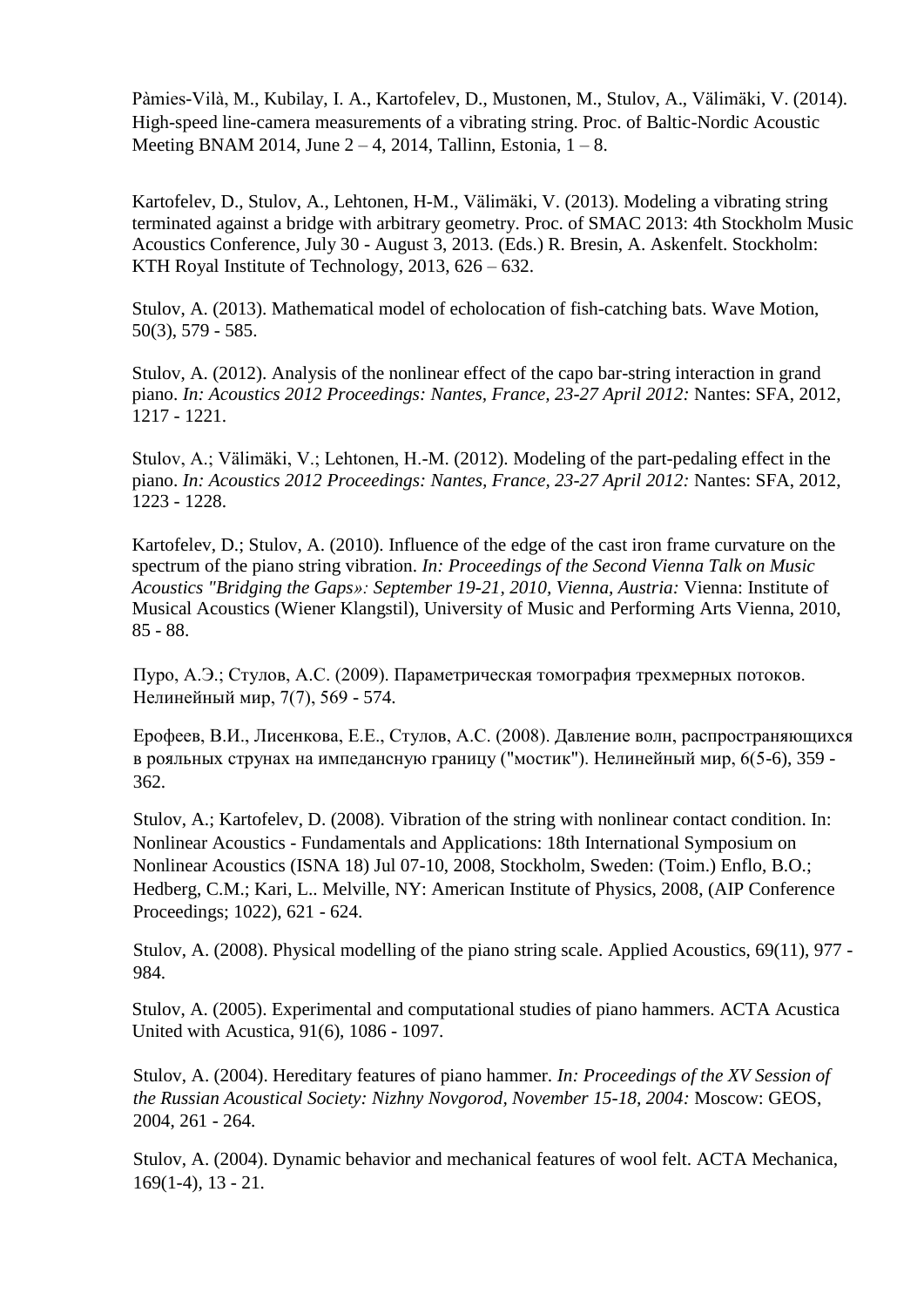Pàmies-Vilà, M., Kubilay, I. A., Kartofelev, D., Mustonen, M., Stulov, A., Välimäki, V. (2014). High-speed line-camera measurements of a vibrating string. Proc. of Baltic-Nordic Acoustic Meeting BNAM 2014, June 2 – 4, 2014, Tallinn, Estonia, 1 – 8.

Kartofelev, D., Stulov, A., Lehtonen, H-M., Välimäki, V. (2013). Modeling a vibrating string terminated against a bridge with arbitrary geometry. Proc. of SMAC 2013: 4th Stockholm Music Acoustics Conference, July 30 - August 3, 2013. (Eds.) R. Bresin, A. Askenfelt. Stockholm: KTH Royal Institute of Technology, 2013, 626 – 632.

Stulov, A. (2013). Mathematical model of echolocation of fish-catching bats. Wave Motion, 50(3), 579 - 585.

Stulov, A. (2012). Analysis of the nonlinear effect of the capo bar-string interaction in grand piano. *In: Acoustics 2012 Proceedings: Nantes, France, 23-27 April 2012:* Nantes: SFA, 2012, 1217 - 1221.

Stulov, A.; Välimäki, V.; Lehtonen, H.-M. (2012). Modeling of the part-pedaling effect in the piano. *In: Acoustics 2012 Proceedings: Nantes, France, 23-27 April 2012:* Nantes: SFA, 2012, 1223 - 1228.

Kartofelev, D.; Stulov, A. (2010). Influence of the edge of the cast iron frame curvature on the spectrum of the piano string vibration. *In: Proceedings of the Second Vienna Talk on Music Acoustics "Bridging the Gaps»: September 19-21, 2010, Vienna, Austria:* Vienna: Institute of Musical Acoustics (Wiener Klangstil), University of Music and Performing Arts Vienna, 2010, 85 - 88.

Пуро, А.Э.; Стулов, А.С. (2009). Параметрическая томография трехмерных потоков. Нелинейный мир, 7(7), 569 - 574.

Ерофеев, В.И., Лисенкова, Е.Е., Стулов, А.С. (2008). Давление волн, распространяющихся в рояльных струнах на импедансную границу ("мостик"). Нелинейный мир, 6(5-6), 359 - 362.

Stulov, A.; Kartofelev, D. (2008). Vibration of the string with nonlinear contact condition. In: Nonlinear Acoustics - Fundamentals and Applications: 18th International Symposium on Nonlinear Acoustics (ISNA 18) Jul 07-10, 2008, Stockholm, Sweden: (Toim.) Enflo, B.O.; Hedberg, C.M.; Kari, L.. Melville, NY: American Institute of Physics, 2008, (AIP Conference Proceedings; 1022), 621 - 624.

Stulov, A. (2008). Physical modelling of the piano string scale. Applied Acoustics, 69(11), 977 - 984.

Stulov, A. (2005). Experimental and computational studies of piano hammers. ACTA Acustica United with Acustica, 91(6), 1086 - 1097.

Stulov, A. (2004). Hereditary features of piano hammer. *In: Proceedings of the XV Session of the Russian Acoustical Society: Nizhny Novgorod, November 15-18, 2004:* Moscow: GEOS, 2004, 261 - 264.

Stulov, A. (2004). Dynamic behavior and mechanical features of wool felt. ACTA Mechanica, 169(1-4), 13 - 21.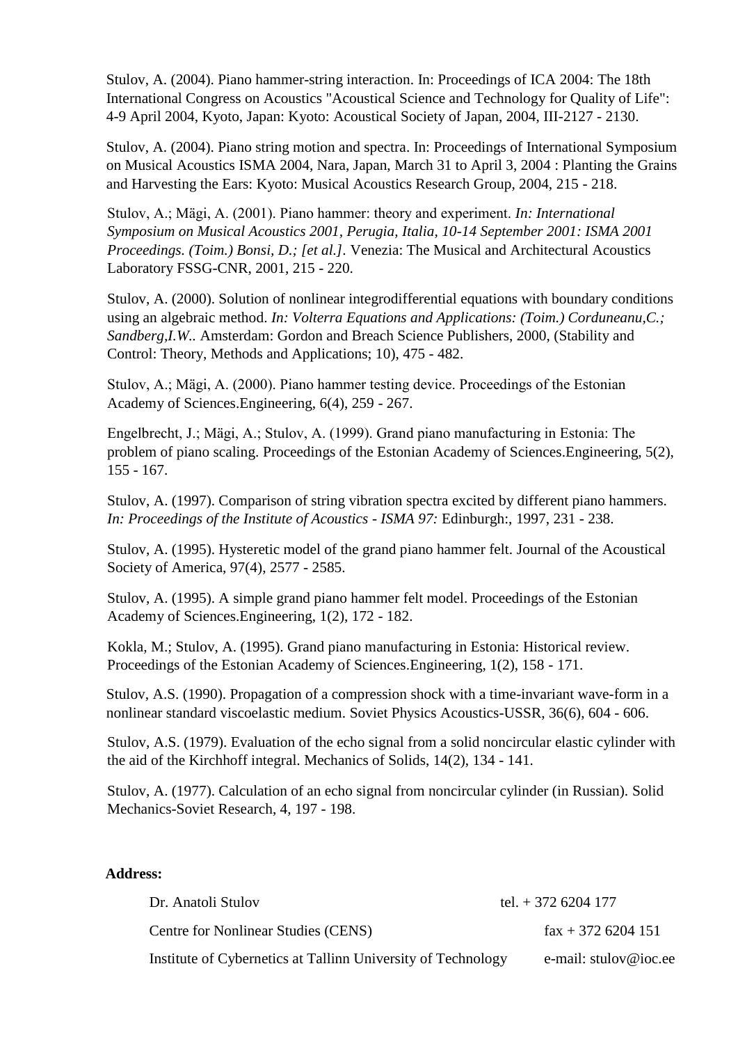Stulov, A. (2004). Piano hammer-string interaction. In: Proceedings of ICA 2004: The 18th International Congress on Acoustics "Acoustical Science and Technology for Quality of Life": 4-9 April 2004, Kyoto, Japan: Kyoto: Acoustical Society of Japan, 2004, III-2127 - 2130.

Stulov, A. (2004). Piano string motion and spectra. In: Proceedings of International Symposium on Musical Acoustics ISMA 2004, Nara, Japan, March 31 to April 3, 2004 : Planting the Grains and Harvesting the Ears: Kyoto: Musical Acoustics Research Group, 2004, 215 - 218.

Stulov, A.; Mägi, A. (2001). Piano hammer: theory and experiment. *In: International Symposium on Musical Acoustics 2001, Perugia, Italia, 10-14 September 2001: ISMA 2001 Proceedings. (Toim.) Bonsi, D.; [et al.].* Venezia: The Musical and Architectural Acoustics Laboratory FSSG-CNR, 2001, 215 - 220.

Stulov, A. (2000). Solution of nonlinear integrodifferential equations with boundary conditions using an algebraic method. *In: Volterra Equations and Applications: (Toim.) Corduneanu,C.; Sandberg,I.W..* Amsterdam: Gordon and Breach Science Publishers, 2000, (Stability and Control: Theory, Methods and Applications; 10), 475 - 482.

Stulov, A.; Mägi, A. (2000). Piano hammer testing device. Proceedings of the Estonian Academy of Sciences.Engineering, 6(4), 259 - 267.

Engelbrecht, J.; Mägi, A.; Stulov, A. (1999). Grand piano manufacturing in Estonia: The problem of piano scaling. Proceedings of the Estonian Academy of Sciences.Engineering, 5(2), 155 - 167.

Stulov, A. (1997). Comparison of string vibration spectra excited by different piano hammers. *In: Proceedings of the Institute of Acoustics - ISMA 97:* Edinburgh:, 1997, 231 - 238.

Stulov, A. (1995). Hysteretic model of the grand piano hammer felt. Journal of the Acoustical Society of America, 97(4), 2577 - 2585.

Stulov, A. (1995). A simple grand piano hammer felt model. Proceedings of the Estonian Academy of Sciences.Engineering, 1(2), 172 - 182.

Kokla, M.; Stulov, A. (1995). Grand piano manufacturing in Estonia: Historical review. Proceedings of the Estonian Academy of Sciences.Engineering, 1(2), 158 - 171.

Stulov, A.S. (1990). Propagation of a compression shock with a time-invariant wave-form in a nonlinear standard viscoelastic medium. Soviet Physics Acoustics-USSR, 36(6), 604 - 606.

Stulov, A.S. (1979). Evaluation of the echo signal from a solid noncircular elastic cylinder with the aid of the Kirchhoff integral. Mechanics of Solids, 14(2), 134 - 141.

Stulov, A. (1977). Calculation of an echo signal from noncircular cylinder (in Russian). Solid Mechanics-Soviet Research, 4, 197 - 198.

**Address:**

| | |
|---|---|
| Dr. Anatoli Stulov | tel. + 372 6204 177 |
| Centre for Nonlinear Studies (CENS) | fax + 372 6204 151 |
| Institute of Cybernetics at Tallinn University of Technology | e-mail: stulov@ioc.ee |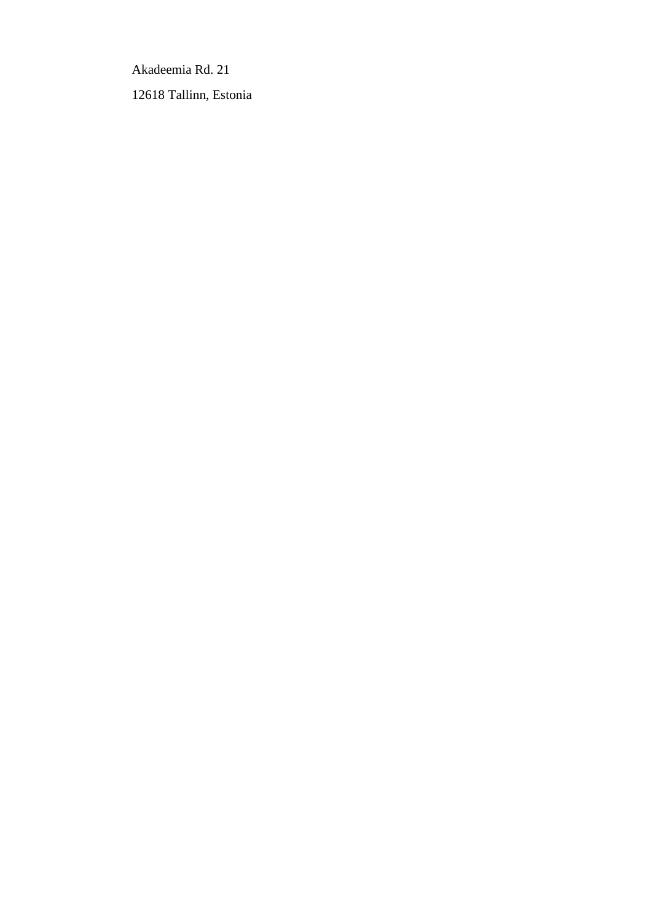Akadeemia Rd. 21

12618 Tallinn, Estonia